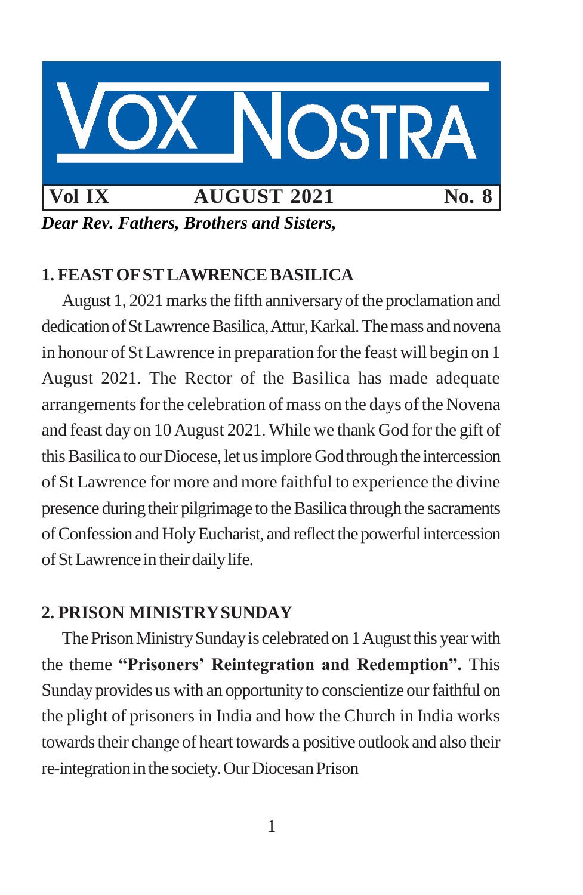# VOX NOSTRA

**Vol IX** **AUGUST 2021** **No. 8**

***Dear Rev. Fathers, Brothers and Sisters,***

## 1. FEAST OF ST LAWRENCE BASILICA

August 1, 2021 marks the fifth anniversary of the proclamation and dedication of St Lawrence Basilica, Attur, Karkal. The mass and novena in honour of St Lawrence in preparation for the feast will begin on 1 August 2021. The Rector of the Basilica has made adequate arrangements for the celebration of mass on the days of the Novena and feast day on 10 August 2021. While we thank God for the gift of this Basilica to our Diocese, let us implore God through the intercession of St Lawrence for more and more faithful to experience the divine presence during their pilgrimage to the Basilica through the sacraments of Confession and Holy Eucharist, and reflect the powerful intercession of St Lawrence in their daily life.

## 2. PRISON MINISTRY SUNDAY

The Prison Ministry Sunday is celebrated on 1 August this year with the theme **"Prisoners' Reintegration and Redemption".** This Sunday provides us with an opportunity to conscientize our faithful on the plight of prisoners in India and how the Church in India works towards their change of heart towards a positive outlook and also their re-integration in the society. Our Diocesan Prison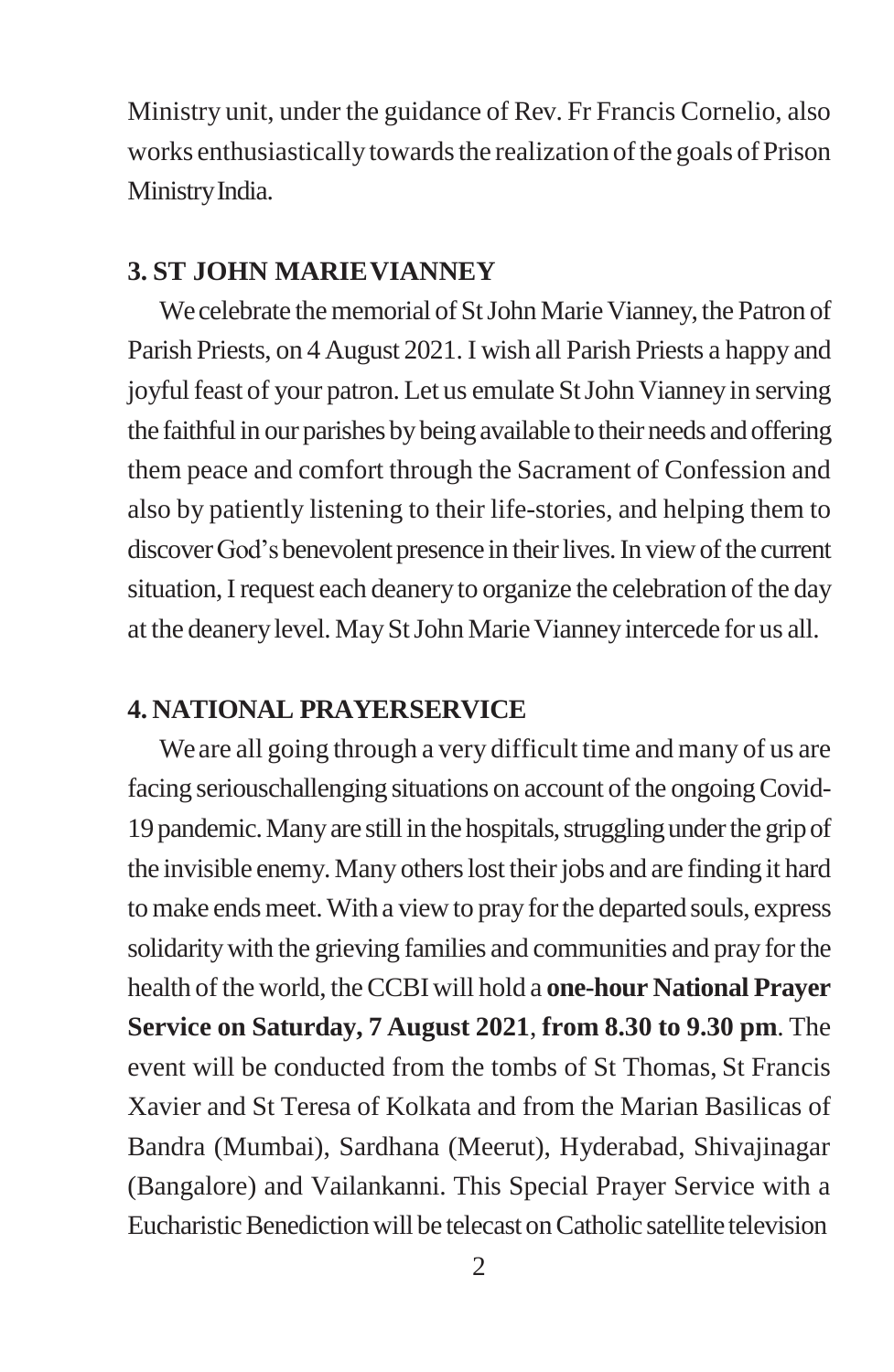Ministry unit, under the guidance of Rev. Fr Francis Cornelio, also works enthusiastically towards the realization of the goals of Prison Ministry India.

### 3. ST JOHN MARIE VIANNEY

We celebrate the memorial of St John Marie Vianney, the Patron of Parish Priests, on 4 August 2021. I wish all Parish Priests a happy and joyful feast of your patron. Let us emulate St John Vianney in serving the faithful in our parishes by being available to their needs and offering them peace and comfort through the Sacrament of Confession and also by patiently listening to their life-stories, and helping them to discover God's benevolent presence in their lives. In view of the current situation, I request each deanery to organize the celebration of the day at the deanery level. May St John Marie Vianney intercede for us all.

### 4. NATIONAL PRAYERSERVICE

We are all going through a very difficult time and many of us are facing seriouschallenging situations on account of the ongoing Covid-19 pandemic. Many are still in the hospitals, struggling under the grip of the invisible enemy. Many others lost their jobs and are finding it hard to make ends meet. With a view to pray for the departed souls, express solidarity with the grieving families and communities and pray for the health of the world, the CCBI will hold a **one-hour National Prayer Service on Saturday, 7 August 2021**, **from 8.30 to 9.30 pm**. The event will be conducted from the tombs of St Thomas, St Francis Xavier and St Teresa of Kolkata and from the Marian Basilicas of Bandra (Mumbai), Sardhana (Meerut), Hyderabad, Shivajinagar (Bangalore) and Vailankanni. This Special Prayer Service with a Eucharistic Benediction will be telecast on Catholic satellite television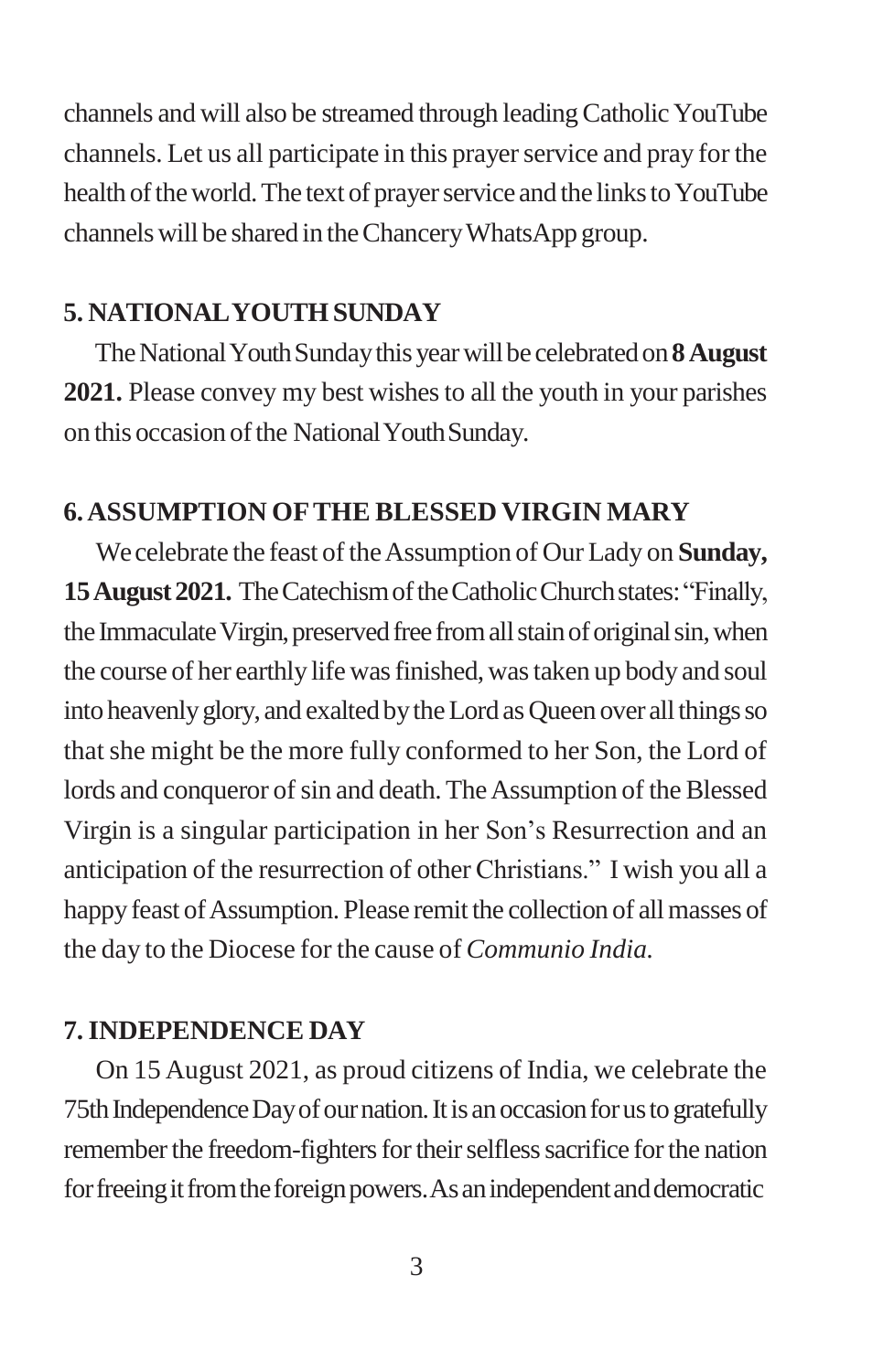channels and will also be streamed through leading Catholic YouTube channels. Let us all participate in this prayer service and pray for the health of the world. The text of prayer service and the links to YouTube channels will be shared in the Chancery WhatsApp group.

**5. NATIONAL YOUTH SUNDAY**

The National Youth Sunday this year will be celebrated on **8 August 2021.** Please convey my best wishes to all the youth in your parishes on this occasion of the National Youth Sunday.

**6. ASSUMPTION OF THE BLESSED VIRGIN MARY**

We celebrate the feast of the Assumption of Our Lady on **Sunday, 15 August 2021.** The Catechism of the Catholic Church states: "Finally, the Immaculate Virgin, preserved free from all stain of original sin, when the course of her earthly life was finished, was taken up body and soul into heavenly glory, and exalted by the Lord as Queen over all things so that she might be the more fully conformed to her Son, the Lord of lords and conqueror of sin and death. The Assumption of the Blessed Virgin is a singular participation in her Son's Resurrection and an anticipation of the resurrection of other Christians." I wish you all a happy feast of Assumption. Please remit the collection of all masses of the day to the Diocese for the cause of *Communio India.*

**7. INDEPENDENCE DAY**

On 15 August 2021, as proud citizens of India, we celebrate the 75th Independence Day of our nation. It is an occasion for us to gratefully remember the freedom-fighters for their selfless sacrifice for the nation for freeing it from the foreign powers. As an independent and democratic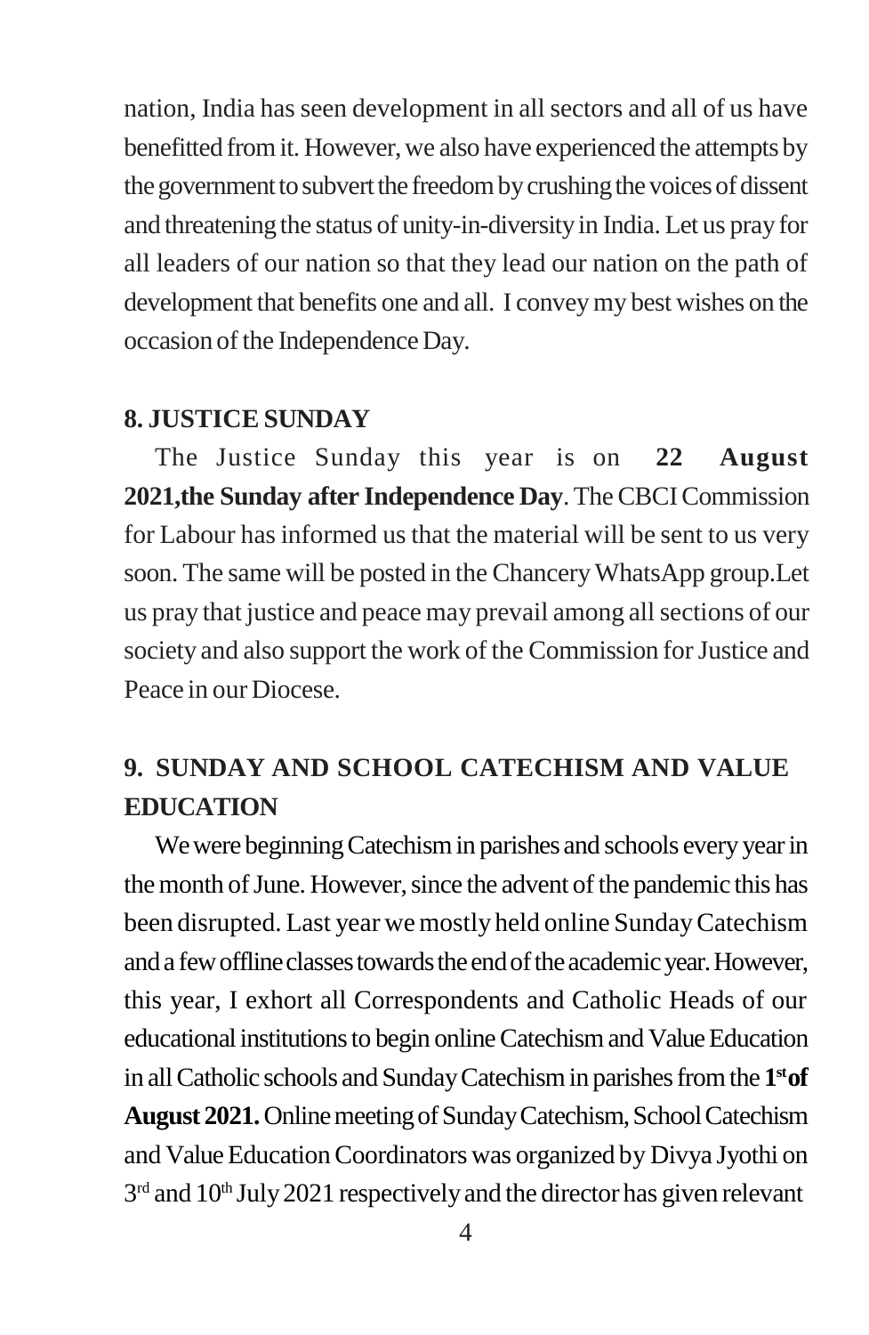nation, India has seen development in all sectors and all of us have benefitted from it. However, we also have experienced the attempts by the government to subvert the freedom by crushing the voices of dissent and threatening the status of unity-in-diversity in India. Let us pray for all leaders of our nation so that they lead our nation on the path of development that benefits one and all. I convey my best wishes on the occasion of the Independence Day.

## 8. JUSTICE SUNDAY

The Justice Sunday this year is on **22 August 2021,the Sunday after Independence Day**. The CBCI Commission for Labour has informed us that the material will be sent to us very soon. The same will be posted in the Chancery WhatsApp group.Let us pray that justice and peace may prevail among all sections of our society and also support the work of the Commission for Justice and Peace in our Diocese.

## 9. SUNDAY AND SCHOOL CATECHISM AND VALUE EDUCATION

We were beginning Catechism in parishes and schools every year in the month of June. However, since the advent of the pandemic this has been disrupted. Last year we mostly held online Sunday Catechism and a few offline classes towards the end of the academic year. However, this year, I exhort all Correspondents and Catholic Heads of our educational institutions to begin online Catechism and Value Education in all Catholic schools and Sunday Catechism in parishes from the **1st of August 2021.** Online meeting of Sunday Catechism, School Catechism and Value Education Coordinators was organized by Divya Jyothi on 3rd and 10th July 2021 respectively and the director has given relevant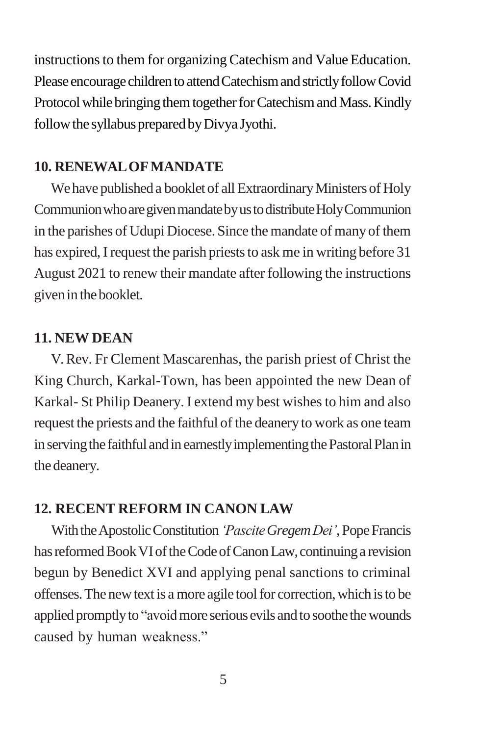instructions to them for organizing Catechism and Value Education. Please encourage children to attend Catechism and strictly follow Covid Protocol while bringing them together for Catechism and Mass. Kindly follow the syllabus prepared by Divya Jyothi.

**10. RENEWAL OF MANDATE**

We have published a booklet of all Extraordinary Ministers of Holy Communion who are given mandate by us to distribute Holy Communion in the parishes of Udupi Diocese. Since the mandate of many of them has expired, I request the parish priests to ask me in writing before 31 August 2021 to renew their mandate after following the instructions given in the booklet.

**11. NEW DEAN**

V. Rev. Fr Clement Mascarenhas, the parish priest of Christ the King Church, Karkal-Town, has been appointed the new Dean of Karkal- St Philip Deanery. I extend my best wishes to him and also request the priests and the faithful of the deanery to work as one team in serving the faithful and in earnestly implementing the Pastoral Plan in the deanery.

**12. RECENT REFORM IN CANON LAW**

With the Apostolic Constitution *'Pascite Gregem Dei'*, Pope Francis has reformed Book VI of the Code of Canon Law, continuing a revision begun by Benedict XVI and applying penal sanctions to criminal offenses. The new text is a more agile tool for correction, which is to be applied promptly to "avoid more serious evils and to soothe the wounds caused by human weakness."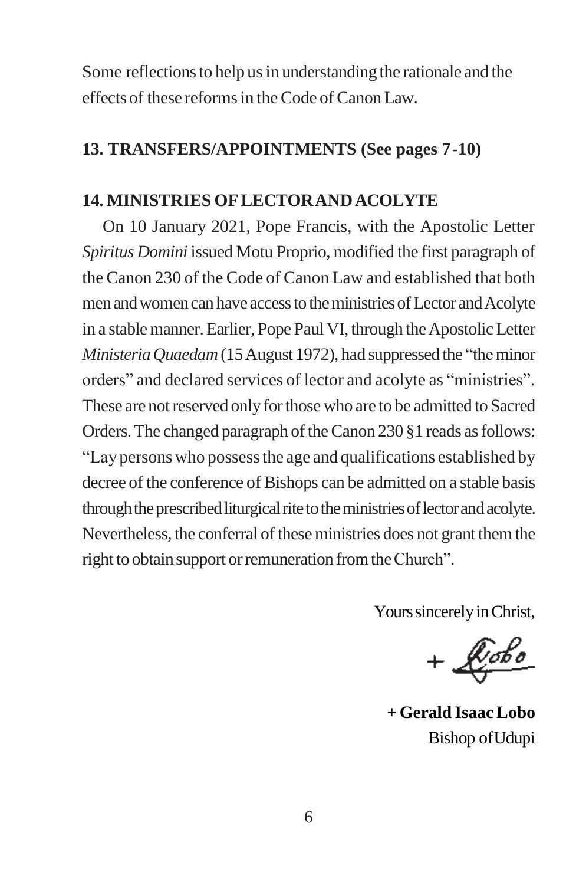Some reflections to help us in understanding the rationale and the effects of these reforms in the Code of Canon Law.

## 13. TRANSFERS/APPOINTMENTS (See pages 7-10)

## 14. MINISTRIES OF LECTOR AND ACOLYTE

On 10 January 2021, Pope Francis, with the Apostolic Letter *Spiritus Domini* issued Motu Proprio, modified the first paragraph of the Canon 230 of the Code of Canon Law and established that both men and women can have access to the ministries of Lector and Acolyte in a stable manner. Earlier, Pope Paul VI, through the Apostolic Letter *Ministeria Quaedam* (15 August 1972), had suppressed the "the minor orders" and declared services of lector and acolyte as "ministries". These are not reserved only for those who are to be admitted to Sacred Orders. The changed paragraph of the Canon 230 §1 reads as follows: "Lay persons who possess the age and qualifications established by decree of the conference of Bishops can be admitted on a stable basis through the prescribed liturgical rite to the ministries of lector and acolyte. Nevertheless, the conferral of these ministries does not grant them the right to obtain support or remuneration from the Church".

Yours sincerely in Christ,

+ Lobo

**+ Gerald Isaac Lobo**
Bishop of Udupi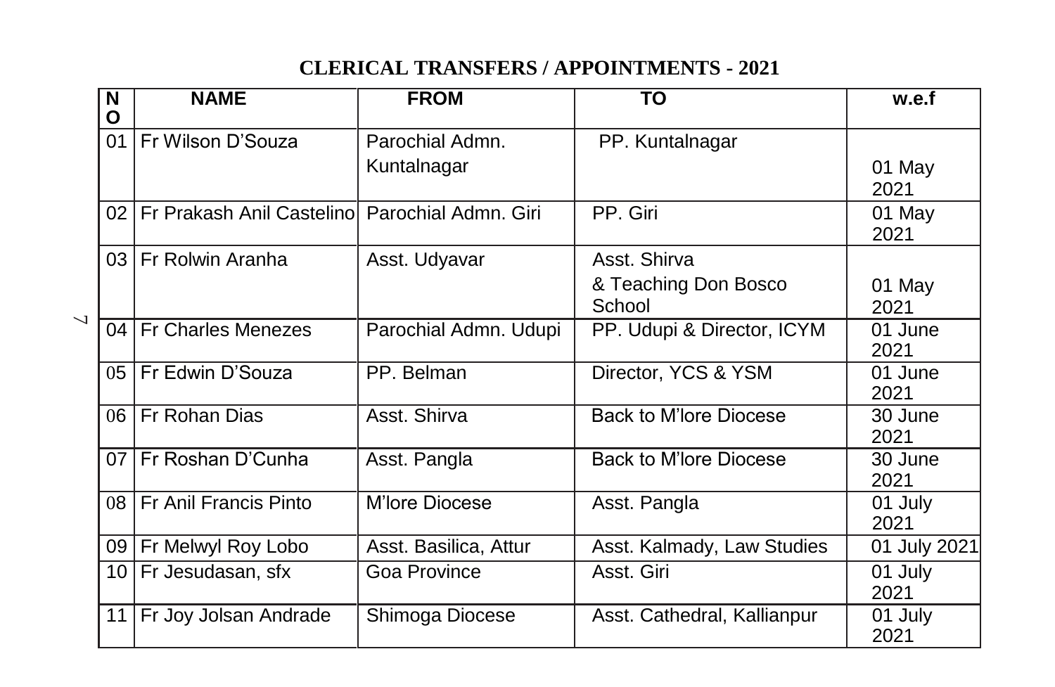# CLERICAL TRANSFERS / APPOINTMENTS - 2021

| NO | NAME | FROM | TO | w.e.f |
|---|---|---|---|---|
| 01 | Fr Wilson D'Souza | Parochial Admn. Kuntalnagar | PP. Kuntalnagar | 01 May 2021 |
| 02 | Fr Prakash Anil Castelino | Parochial Admn. Giri | PP. Giri | 01 May 2021 |
| 03 | Fr Rolwin Aranha | Asst. Udyavar | Asst. Shirva & Teaching Don Bosco School | 01 May 2021 |
| 04 | Fr Charles Menezes | Parochial Admn. Udupi | PP. Udupi & Director, ICYM | 01 June 2021 |
| 05 | Fr Edwin D'Souza | PP. Belman | Director, YCS & YSM | 01 June 2021 |
| 06 | Fr Rohan Dias | Asst. Shirva | Back to M'lore Diocese | 30 June 2021 |
| 07 | Fr Roshan D'Cunha | Asst. Pangla | Back to M'lore Diocese | 30 June 2021 |
| 08 | Fr Anil Francis Pinto | M'lore Diocese | Asst. Pangla | 01 July 2021 |
| 09 | Fr Melwyl Roy Lobo | Asst. Basilica, Attur | Asst. Kalmady, Law Studies | 01 July 2021 |
| 10 | Fr Jesudasan, sfx | Goa Province | Asst. Giri | 01 July 2021 |
| 11 | Fr Joy Jolsan Andrade | Shimoga Diocese | Asst. Cathedral, Kallianpur | 01 July 2021 |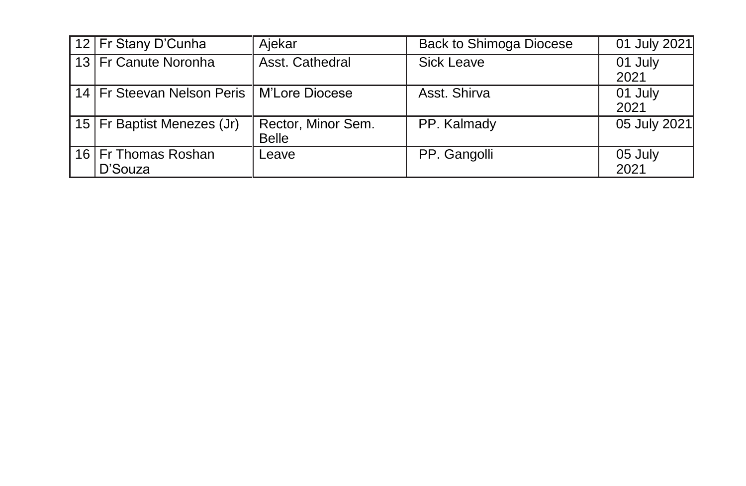| 12 | Fr Stany D'Cunha | Ajekar | Back to Shimoga Diocese | 01 July 2021 |
|---|---|---|---|---|
| 13 | Fr Canute Noronha | Asst. Cathedral | Sick Leave | 01 July 2021 |
| 14 | Fr Steevan Nelson Peris | M'Lore Diocese | Asst. Shirva | 01 July 2021 |
| 15 | Fr Baptist Menezes (Jr) | Rector, Minor Sem. Belle | PP. Kalmady | 05 July 2021 |
| 16 | Fr Thomas Roshan D'Souza | Leave | PP. Gangolli | 05 July 2021 |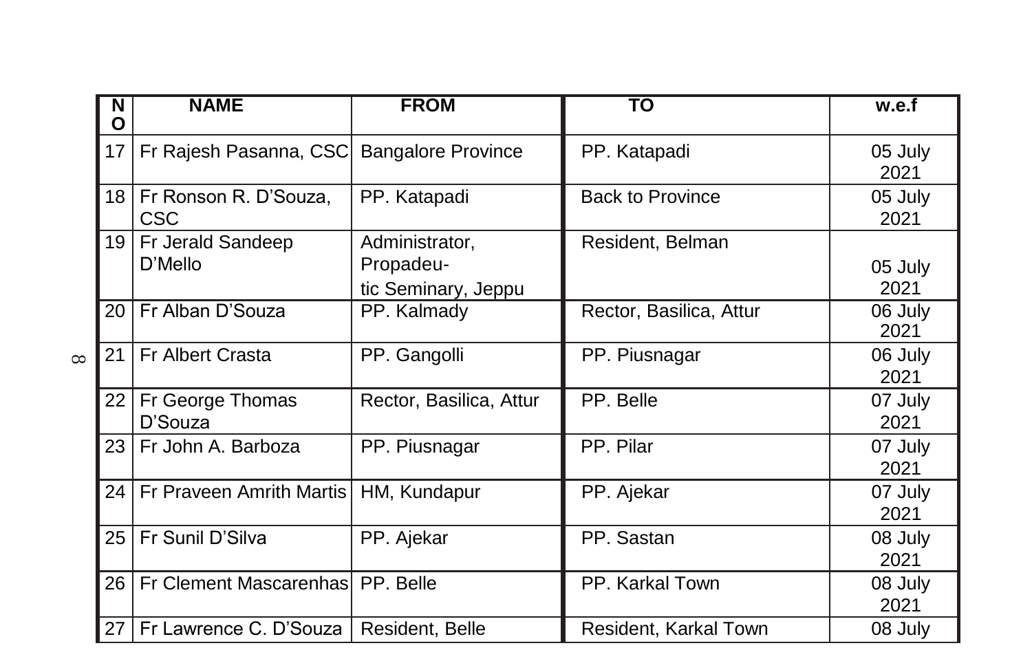| NO | NAME | FROM | TO | w.e.f |
|---|---|---|---|---|
| 17 | Fr Rajesh Pasanna, CSC | Bangalore Province | PP. Katapadi | 05 July 2021 |
| 18 | Fr Ronson R. D'Souza, CSC | PP. Katapadi | Back to Province | 05 July 2021 |
| 19 | Fr Jerald Sandeep D'Mello | Administrator, Propadeu-tic Seminary, Jeppu | Resident, Belman | 05 July 2021 |
| 20 | Fr Alban D'Souza | PP. Kalmady | Rector, Basilica, Attur | 06 July 2021 |
| 21 | Fr Albert Crasta | PP. Gangolli | PP. Piusnagar | 06 July 2021 |
| 22 | Fr George Thomas D'Souza | Rector, Basilica, Attur | PP. Belle | 07 July 2021 |
| 23 | Fr John A. Barboza | PP. Piusnagar | PP. Pilar | 07 July 2021 |
| 24 | Fr Praveen Amrith Martis | HM, Kundapur | PP. Ajekar | 07 July 2021 |
| 25 | Fr Sunil D'Silva | PP. Ajekar | PP. Sastan | 08 July 2021 |
| 26 | Fr Clement Mascarenhas | PP. Belle | PP. Karkal Town | 08 July 2021 |
| 27 | Fr Lawrence C. D'Souza | Resident, Belle | Resident, Karkal Town | 08 July |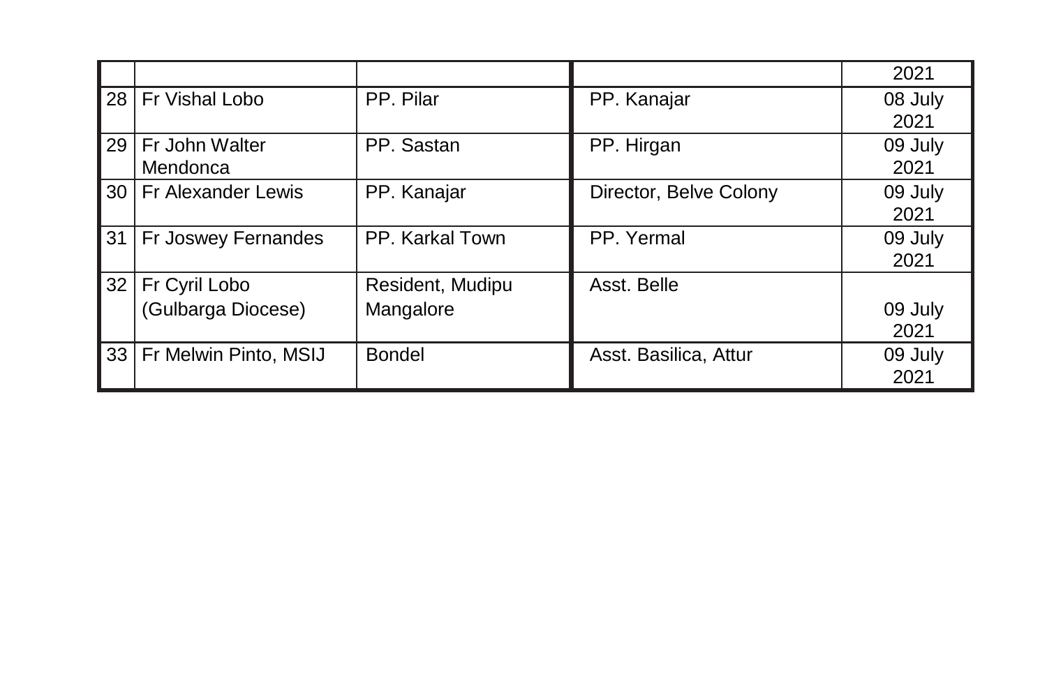| | | | | |
|---|---|---|---|---|
| | | | | 2021 |
| 28 | Fr Vishal Lobo | PP. Pilar | PP. Kanajar | 08 July 2021 |
| 29 | Fr John Walter Mendonca | PP. Sastan | PP. Hirgan | 09 July 2021 |
| 30 | Fr Alexander Lewis | PP. Kanajar | Director, Belve Colony | 09 July 2021 |
| 31 | Fr Joswey Fernandes | PP. Karkal Town | PP. Yermal | 09 July 2021 |
| 32 | Fr Cyril Lobo (Gulbarga Diocese) | Resident, Mudipu Mangalore | Asst. Belle | 09 July 2021 |
| 33 | Fr Melwin Pinto, MSIJ | Bondel | Asst. Basilica, Attur | 09 July 2021 |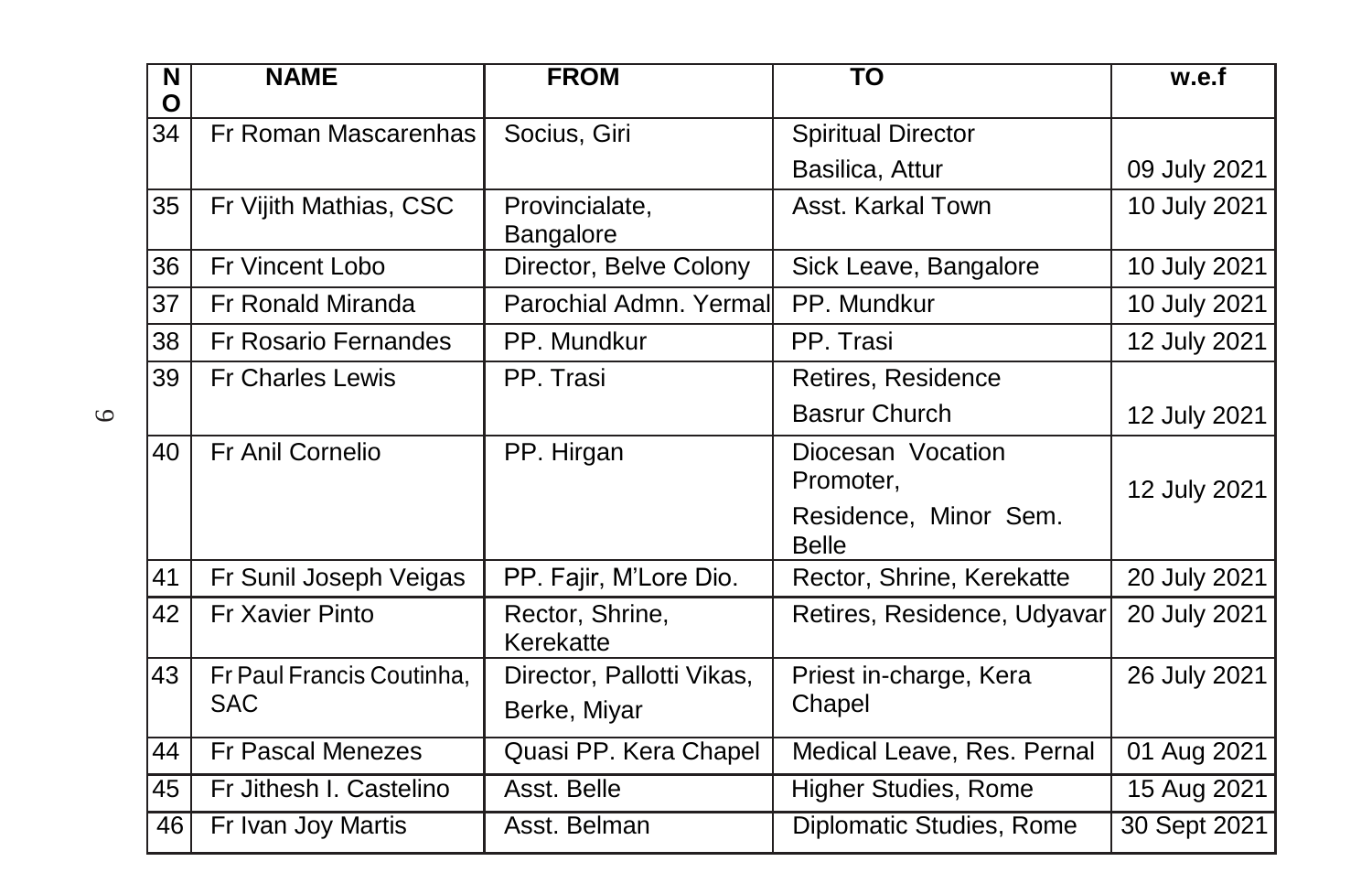| NO | NAME | FROM | TO | w.e.f |
|---|---|---|---|---|
| 34 | Fr Roman Mascarenhas | Socius, Giri | Spiritual Director Basilica, Attur | 09 July 2021 |
| 35 | Fr Vijith Mathias, CSC | Provincialate, Bangalore | Asst. Karkal Town | 10 July 2021 |
| 36 | Fr Vincent Lobo | Director, Belve Colony | Sick Leave, Bangalore | 10 July 2021 |
| 37 | Fr Ronald Miranda | Parochial Admn. Yermal | PP. Mundkur | 10 July 2021 |
| 38 | Fr Rosario Fernandes | PP. Mundkur | PP. Trasi | 12 July 2021 |
| 39 | Fr Charles Lewis | PP. Trasi | Retires, Residence Basrur Church | 12 July 2021 |
| 40 | Fr Anil Cornelio | PP. Hirgan | Diocesan Vocation Promoter, Residence, Minor Sem. Belle | 12 July 2021 |
| 41 | Fr Sunil Joseph Veigas | PP. Fajir, M'Lore Dio. | Rector, Shrine, Kerekatte | 20 July 2021 |
| 42 | Fr Xavier Pinto | Rector, Shrine, Kerekatte | Retires, Residence, Udyavar | 20 July 2021 |
| 43 | Fr Paul Francis Coutinha, SAC | Director, Pallotti Vikas, Berke, Miyar | Priest in-charge, Kera Chapel | 26 July 2021 |
| 44 | Fr Pascal Menezes | Quasi PP. Kera Chapel | Medical Leave, Res. Pernal | 01 Aug 2021 |
| 45 | Fr Jithesh I. Castelino | Asst. Belle | Higher Studies, Rome | 15 Aug 2021 |
| 46 | Fr Ivan Joy Martis | Asst. Belman | Diplomatic Studies, Rome | 30 Sept 2021 |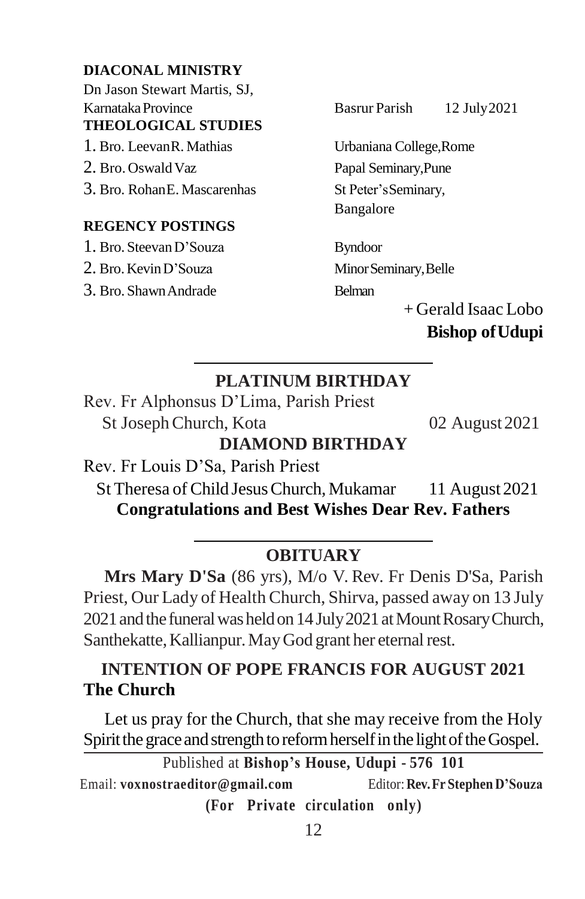**DIACONAL MINISTRY**

Dn Jason Stewart Martis, SJ, Karnataka Province — Basrur Parish — 12 July 2021

**THEOLOGICAL STUDIES**

1. Bro. Leevan R. Mathias — Urbaniana College, Rome
2. Bro. Oswald Vaz — Papal Seminary, Pune
3. Bro. Rohan E. Mascarenhas — St Peter's Seminary, Bangalore

**REGENCY POSTINGS**

1. Bro. Steevan D'Souza — Byndoor
2. Bro. Kevin D'Souza — Minor Seminary, Belle
3. Bro. Shawn Andrade — Belman

+ Gerald Isaac Lobo
**Bishop of Udupi**

---

## PLATINUM BIRTHDAY

Rev. Fr Alphonsus D'Lima, Parish Priest
St Joseph Church, Kota — 02 August 2021

## DIAMOND BIRTHDAY

Rev. Fr Louis D'Sa, Parish Priest
St Theresa of Child Jesus Church, Mukamar — 11 August 2021

**Congratulations and Best Wishes Dear Rev. Fathers**

---

## OBITUARY

**Mrs Mary D'Sa** (86 yrs), M/o V. Rev. Fr Denis D'Sa, Parish Priest, Our Lady of Health Church, Shirva, passed away on 13 July 2021 and the funeral was held on 14 July 2021 at Mount Rosary Church, Santhekatte, Kallianpur. May God grant her eternal rest.

## INTENTION OF POPE FRANCIS FOR AUGUST 2021

**The Church**

Let us pray for the Church, that she may receive from the Holy Spirit the grace and strength to reform herself in the light of the Gospel.

---

Published at **Bishop's House, Udupi - 576 101**

Email: **voxnostraeditor@gmail.com** Editor: **Rev. Fr Stephen D'Souza**

**(For Private circulation only)**